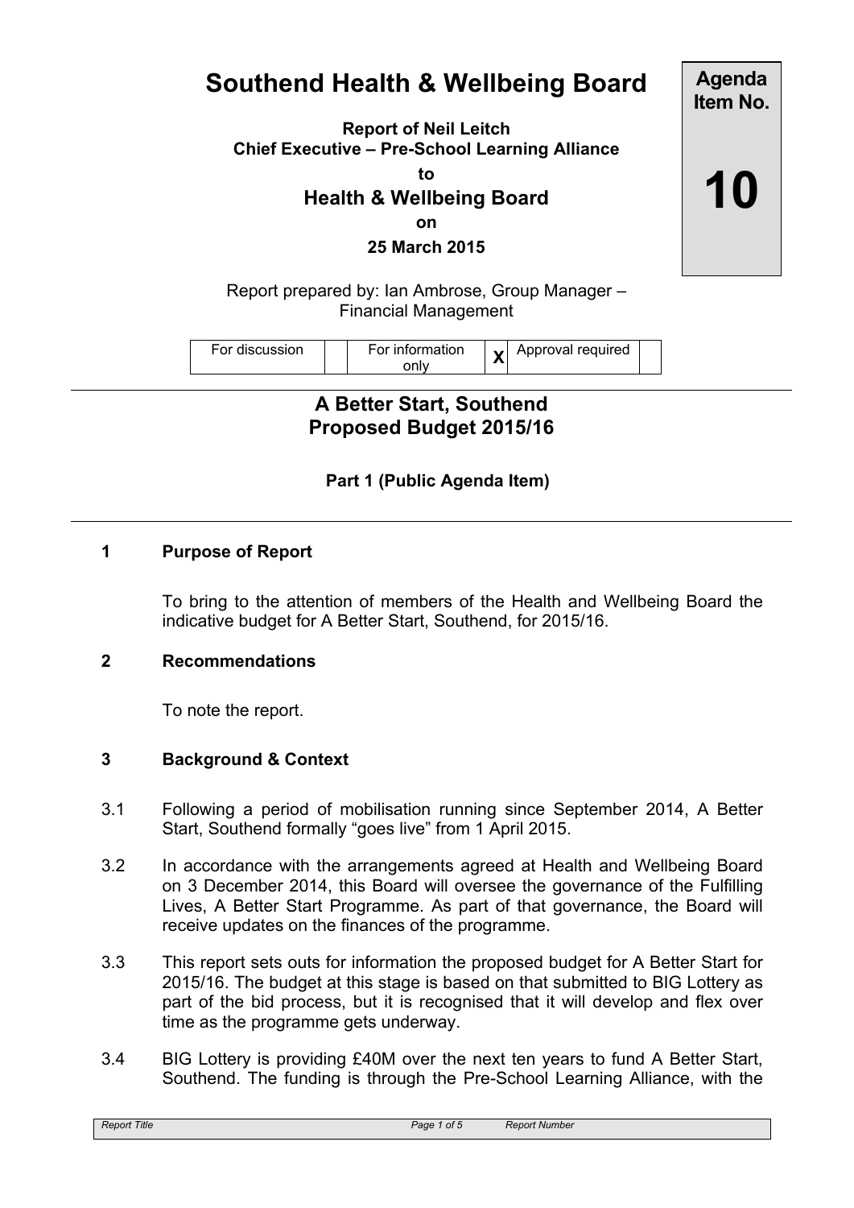# Southend Health & Wellbeing Board

**Agenda Item No.**

**10**

**Report of Neil Leitch**
**Chief Executive – Pre-School Learning Alliance**
**to**
**Health & Wellbeing Board**
**on**
**25 March 2015**

Report prepared by: Ian Ambrose, Group Manager – Financial Management

| For discussion | | For information only | X | Approval required | |
|---|---|---|---|---|---|

## A Better Start, Southend
## Proposed Budget 2015/16

**Part 1 (Public Agenda Item)**

### 1 Purpose of Report

To bring to the attention of members of the Health and Wellbeing Board the indicative budget for A Better Start, Southend, for 2015/16.

### 2 Recommendations

To note the report.

### 3 Background & Context

3.1 Following a period of mobilisation running since September 2014, A Better Start, Southend formally "goes live" from 1 April 2015.

3.2 In accordance with the arrangements agreed at Health and Wellbeing Board on 3 December 2014, this Board will oversee the governance of the Fulfilling Lives, A Better Start Programme. As part of that governance, the Board will receive updates on the finances of the programme.

3.3 This report sets outs for information the proposed budget for A Better Start for 2015/16. The budget at this stage is based on that submitted to BIG Lottery as part of the bid process, but it is recognised that it will develop and flex over time as the programme gets underway.

3.4 BIG Lottery is providing £40M over the next ten years to fund A Better Start, Southend. The funding is through the Pre-School Learning Alliance, with the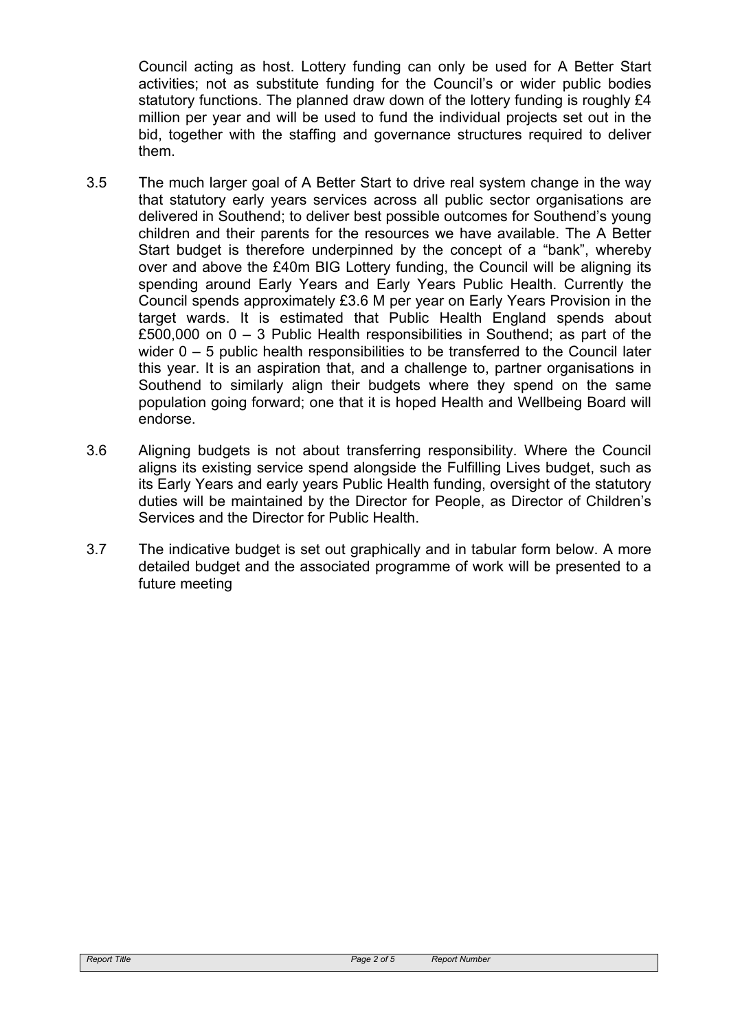Council acting as host. Lottery funding can only be used for A Better Start activities; not as substitute funding for the Council's or wider public bodies statutory functions. The planned draw down of the lottery funding is roughly £4 million per year and will be used to fund the individual projects set out in the bid, together with the staffing and governance structures required to deliver them.

3.5 The much larger goal of A Better Start to drive real system change in the way that statutory early years services across all public sector organisations are delivered in Southend; to deliver best possible outcomes for Southend's young children and their parents for the resources we have available. The A Better Start budget is therefore underpinned by the concept of a "bank", whereby over and above the £40m BIG Lottery funding, the Council will be aligning its spending around Early Years and Early Years Public Health. Currently the Council spends approximately £3.6 M per year on Early Years Provision in the target wards. It is estimated that Public Health England spends about £500,000 on 0 – 3 Public Health responsibilities in Southend; as part of the wider 0 – 5 public health responsibilities to be transferred to the Council later this year. It is an aspiration that, and a challenge to, partner organisations in Southend to similarly align their budgets where they spend on the same population going forward; one that it is hoped Health and Wellbeing Board will endorse.

3.6 Aligning budgets is not about transferring responsibility. Where the Council aligns its existing service spend alongside the Fulfilling Lives budget, such as its Early Years and early years Public Health funding, oversight of the statutory duties will be maintained by the Director for People, as Director of Children's Services and the Director for Public Health.

3.7 The indicative budget is set out graphically and in tabular form below. A more detailed budget and the associated programme of work will be presented to a future meeting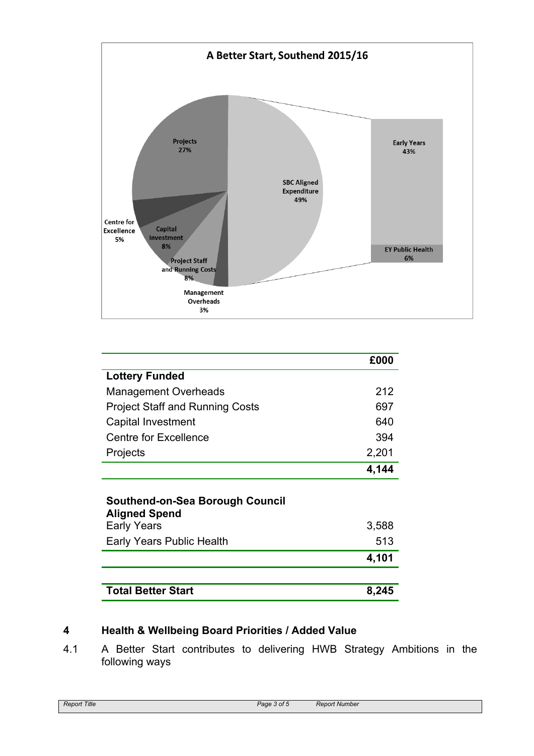| | £000 |
|---|---|
| **Lottery Funded** | |
| Management Overheads | 212 |
| Project Staff and Running Costs | 697 |
| Capital Investment | 640 |
| Centre for Excellence | 394 |
| Projects | 2,201 |
| | **4,144** |
| | |
| **Southend-on-Sea Borough Council Aligned Spend** | |
| Early Years | 3,588 |
| Early Years Public Health | 513 |
| | **4,101** |
| | |
| **Total Better Start** | **8,245** |

## 4 Health & Wellbeing Board Priorities / Added Value

4.1 A Better Start contributes to delivering HWB Strategy Ambitions in the following ways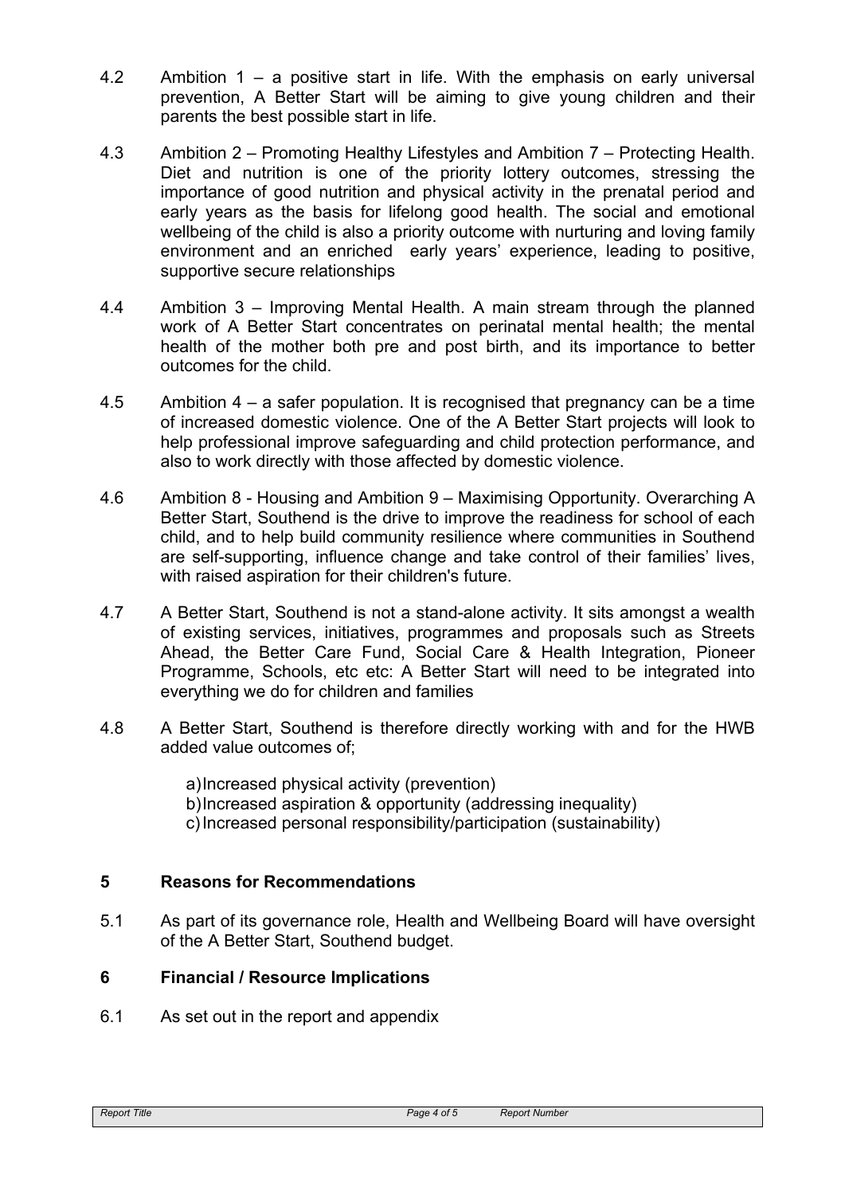4.2 Ambition 1 – a positive start in life. With the emphasis on early universal prevention, A Better Start will be aiming to give young children and their parents the best possible start in life.

4.3 Ambition 2 – Promoting Healthy Lifestyles and Ambition 7 – Protecting Health. Diet and nutrition is one of the priority lottery outcomes, stressing the importance of good nutrition and physical activity in the prenatal period and early years as the basis for lifelong good health. The social and emotional wellbeing of the child is also a priority outcome with nurturing and loving family environment and an enriched early years' experience, leading to positive, supportive secure relationships

4.4 Ambition 3 – Improving Mental Health. A main stream through the planned work of A Better Start concentrates on perinatal mental health; the mental health of the mother both pre and post birth, and its importance to better outcomes for the child.

4.5 Ambition 4 – a safer population. It is recognised that pregnancy can be a time of increased domestic violence. One of the A Better Start projects will look to help professional improve safeguarding and child protection performance, and also to work directly with those affected by domestic violence.

4.6 Ambition 8 - Housing and Ambition 9 – Maximising Opportunity. Overarching A Better Start, Southend is the drive to improve the readiness for school of each child, and to help build community resilience where communities in Southend are self-supporting, influence change and take control of their families' lives, with raised aspiration for their children's future.

4.7 A Better Start, Southend is not a stand-alone activity. It sits amongst a wealth of existing services, initiatives, programmes and proposals such as Streets Ahead, the Better Care Fund, Social Care & Health Integration, Pioneer Programme, Schools, etc etc: A Better Start will need to be integrated into everything we do for children and families

4.8 A Better Start, Southend is therefore directly working with and for the HWB added value outcomes of;

a) Increased physical activity (prevention)
b) Increased aspiration & opportunity (addressing inequality)
c) Increased personal responsibility/participation (sustainability)

## 5 Reasons for Recommendations

5.1 As part of its governance role, Health and Wellbeing Board will have oversight of the A Better Start, Southend budget.

## 6 Financial / Resource Implications

6.1 As set out in the report and appendix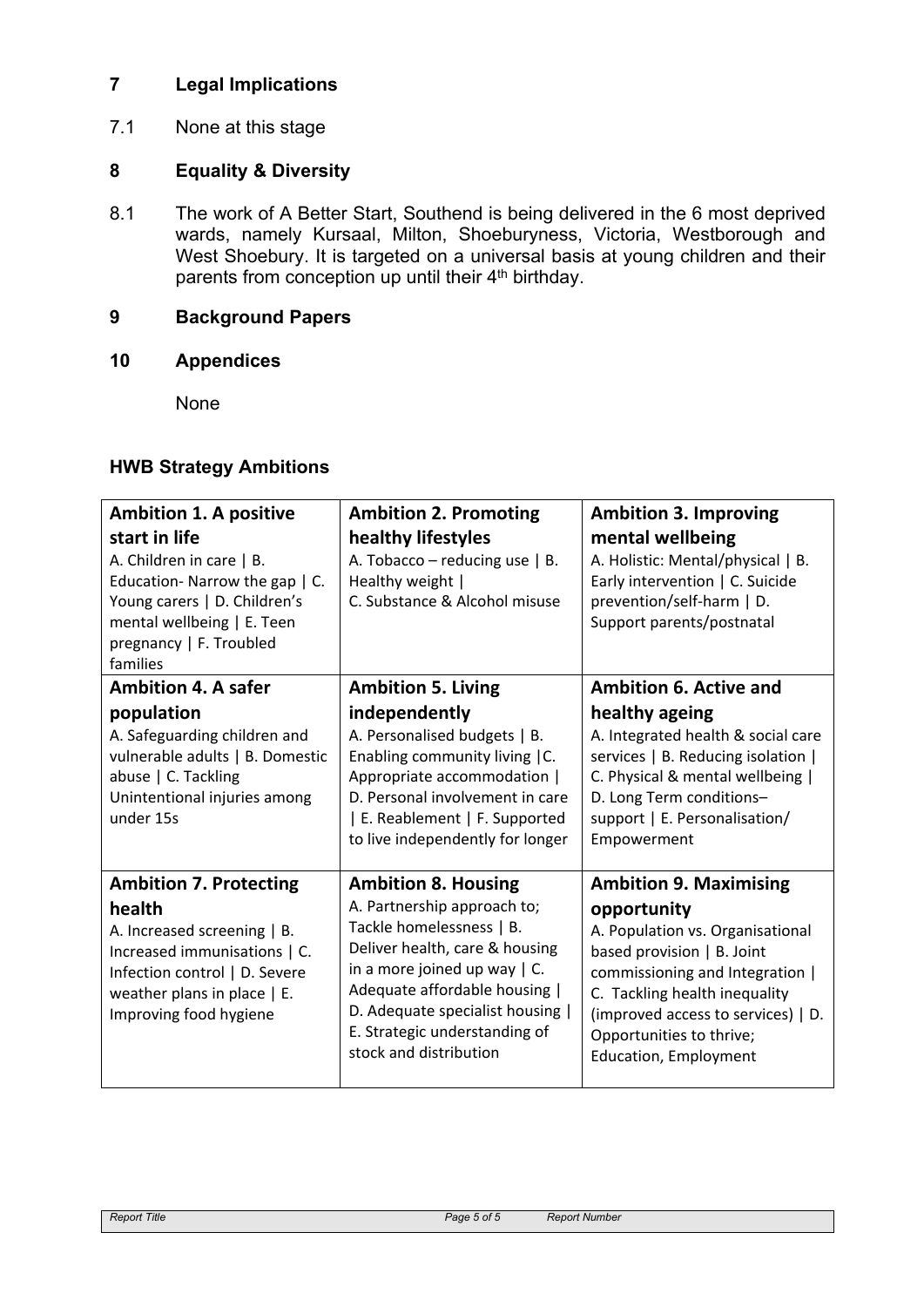## 7 Legal Implications

7.1 None at this stage

## 8 Equality & Diversity

8.1 The work of A Better Start, Southend is being delivered in the 6 most deprived wards, namely Kursaal, Milton, Shoeburyness, Victoria, Westborough and West Shoebury. It is targeted on a universal basis at young children and their parents from conception up until their 4th birthday.

## 9 Background Papers

## 10 Appendices

None

### HWB Strategy Ambitions

| | | |
|---|---|---|
| **Ambition 1. A positive start in life**<br>A. Children in care \| B. Education- Narrow the gap \| C. Young carers \| D. Children's mental wellbeing \| E. Teen pregnancy \| F. Troubled families | **Ambition 2. Promoting healthy lifestyles**<br>A. Tobacco – reducing use \| B. Healthy weight \|<br>C. Substance & Alcohol misuse | **Ambition 3. Improving mental wellbeing**<br>A. Holistic: Mental/physical \| B. Early intervention \| C. Suicide prevention/self-harm \| D. Support parents/postnatal |
| **Ambition 4. A safer population**<br>A. Safeguarding children and vulnerable adults \| B. Domestic abuse \| C. Tackling Unintentional injuries among under 15s | **Ambition 5. Living independently**<br>A. Personalised budgets \| B. Enabling community living \|C. Appropriate accommodation \| D. Personal involvement in care \| E. Reablement \| F. Supported to live independently for longer | **Ambition 6. Active and healthy ageing**<br>A. Integrated health & social care services \| B. Reducing isolation \| C. Physical & mental wellbeing \| D. Long Term conditions– support \| E. Personalisation/ Empowerment |
| **Ambition 7. Protecting health**<br>A. Increased screening \| B. Increased immunisations \| C. Infection control \| D. Severe weather plans in place \| E. Improving food hygiene | **Ambition 8. Housing**<br>A. Partnership approach to; Tackle homelessness \| B. Deliver health, care & housing in a more joined up way \| C. Adequate affordable housing \| D. Adequate specialist housing \| E. Strategic understanding of stock and distribution | **Ambition 9. Maximising opportunity**<br>A. Population vs. Organisational based provision \| B. Joint commissioning and Integration \| C. Tackling health inequality (improved access to services) \| D. Opportunities to thrive; Education, Employment |